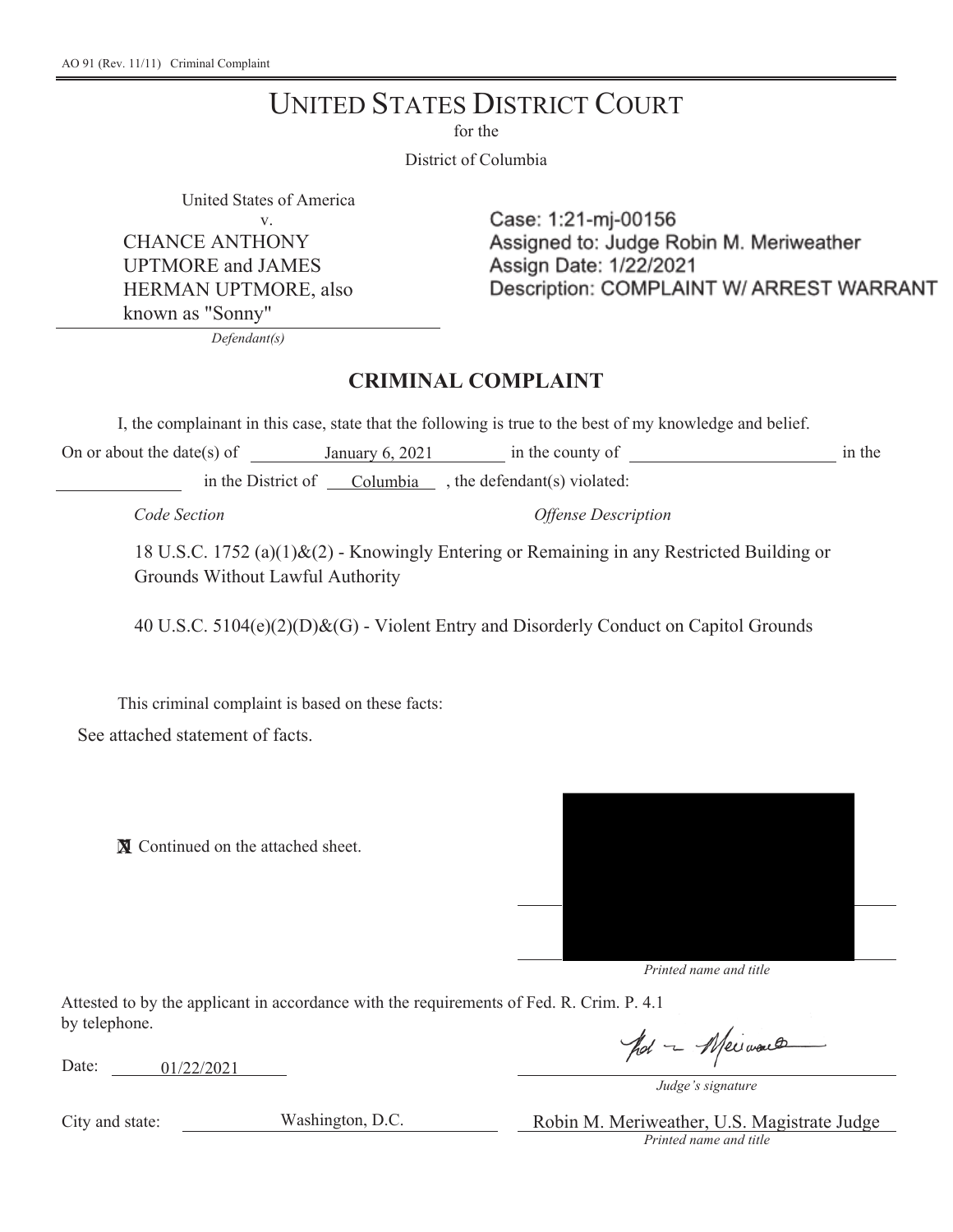AO 91 (Rev. 11/11) Criminal Complaint

# UNITED STATES DISTRICT COURT

for the

District of Columbia

United States of America
v.
CHANCE ANTHONY UPTMORE and JAMES HERMAN UPTMORE, also known as "Sonny"

*Defendant(s)*

Case: 1:21-mj-00156
Assigned to: Judge Robin M. Meriweather
Assign Date: 1/22/2021
Description: COMPLAINT W/ ARREST WARRANT

## CRIMINAL COMPLAINT

I, the complainant in this case, state that the following is true to the best of my knowledge and belief.

On or about the date(s) of January 6, 2021 in the county of ____________ in the ____________ in the District of Columbia, the defendant(s) violated:

| *Code Section* | *Offense Description* |
|---|---|
| 18 U.S.C. 1752 (a)(1)&(2) | Knowingly Entering or Remaining in any Restricted Building or Grounds Without Lawful Authority |
| 40 U.S.C. 5104(e)(2)(D)&(G) | Violent Entry and Disorderly Conduct on Capitol Grounds |

This criminal complaint is based on these facts:

See attached statement of facts.

☒ Continued on the attached sheet.

*Printed name and title*

Attested to by the applicant in accordance with the requirements of Fed. R. Crim. P. 4.1 by telephone.

Date: 01/22/2021

*Judge's signature*

City and state: Washington, D.C.

Robin M. Meriweather, U.S. Magistrate Judge
*Printed name and title*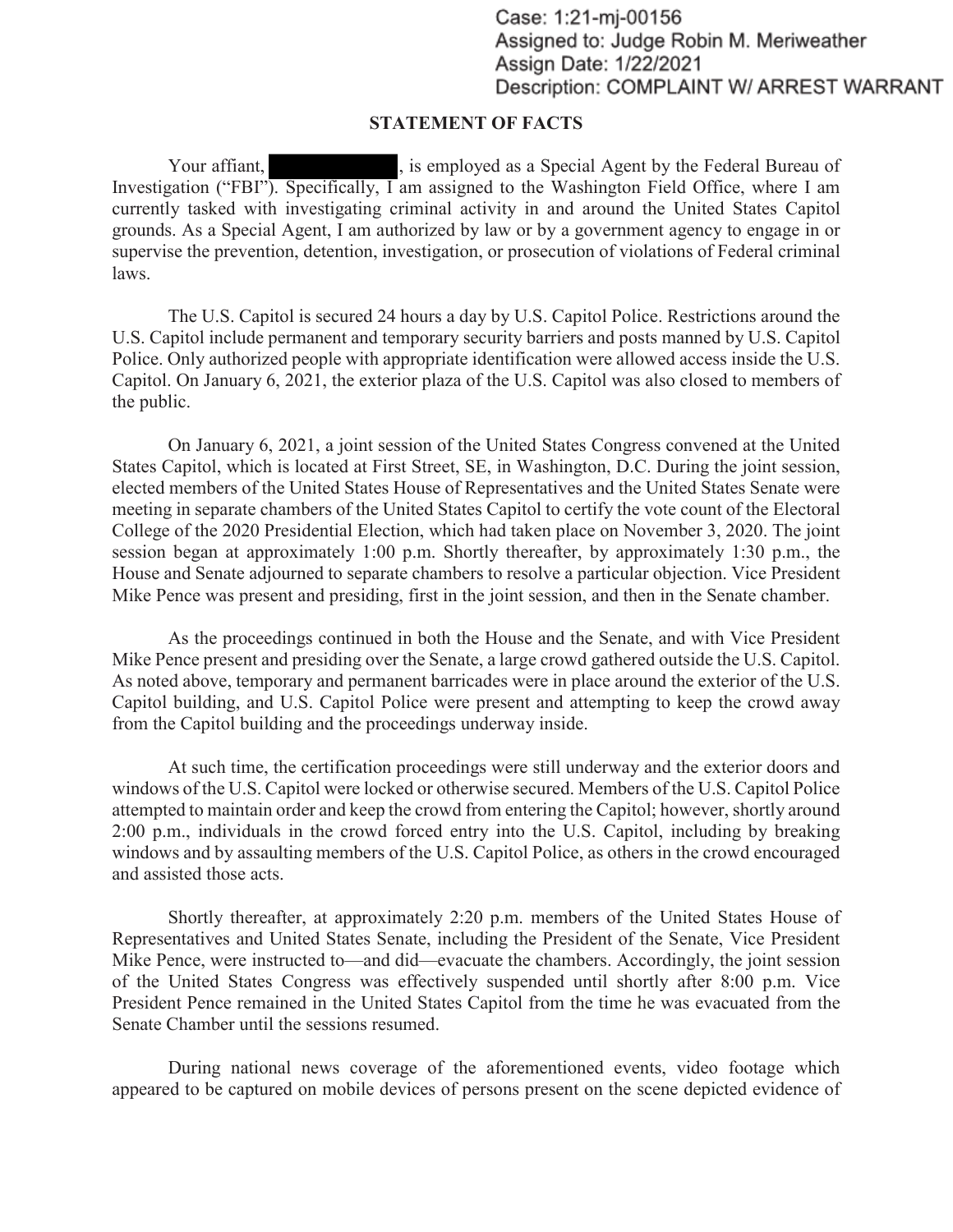Case: 1:21-mj-00156
Assigned to: Judge Robin M. Meriweather
Assign Date: 1/22/2021
Description: COMPLAINT W/ ARREST WARRANT

## STATEMENT OF FACTS

Your affiant, [REDACTED], is employed as a Special Agent by the Federal Bureau of Investigation ("FBI"). Specifically, I am assigned to the Washington Field Office, where I am currently tasked with investigating criminal activity in and around the United States Capitol grounds. As a Special Agent, I am authorized by law or by a government agency to engage in or supervise the prevention, detention, investigation, or prosecution of violations of Federal criminal laws.

The U.S. Capitol is secured 24 hours a day by U.S. Capitol Police. Restrictions around the U.S. Capitol include permanent and temporary security barriers and posts manned by U.S. Capitol Police. Only authorized people with appropriate identification were allowed access inside the U.S. Capitol. On January 6, 2021, the exterior plaza of the U.S. Capitol was also closed to members of the public.

On January 6, 2021, a joint session of the United States Congress convened at the United States Capitol, which is located at First Street, SE, in Washington, D.C. During the joint session, elected members of the United States House of Representatives and the United States Senate were meeting in separate chambers of the United States Capitol to certify the vote count of the Electoral College of the 2020 Presidential Election, which had taken place on November 3, 2020. The joint session began at approximately 1:00 p.m. Shortly thereafter, by approximately 1:30 p.m., the House and Senate adjourned to separate chambers to resolve a particular objection. Vice President Mike Pence was present and presiding, first in the joint session, and then in the Senate chamber.

As the proceedings continued in both the House and the Senate, and with Vice President Mike Pence present and presiding over the Senate, a large crowd gathered outside the U.S. Capitol. As noted above, temporary and permanent barricades were in place around the exterior of the U.S. Capitol building, and U.S. Capitol Police were present and attempting to keep the crowd away from the Capitol building and the proceedings underway inside.

At such time, the certification proceedings were still underway and the exterior doors and windows of the U.S. Capitol were locked or otherwise secured. Members of the U.S. Capitol Police attempted to maintain order and keep the crowd from entering the Capitol; however, shortly around 2:00 p.m., individuals in the crowd forced entry into the U.S. Capitol, including by breaking windows and by assaulting members of the U.S. Capitol Police, as others in the crowd encouraged and assisted those acts.

Shortly thereafter, at approximately 2:20 p.m. members of the United States House of Representatives and United States Senate, including the President of the Senate, Vice President Mike Pence, were instructed to—and did—evacuate the chambers. Accordingly, the joint session of the United States Congress was effectively suspended until shortly after 8:00 p.m. Vice President Pence remained in the United States Capitol from the time he was evacuated from the Senate Chamber until the sessions resumed.

During national news coverage of the aforementioned events, video footage which appeared to be captured on mobile devices of persons present on the scene depicted evidence of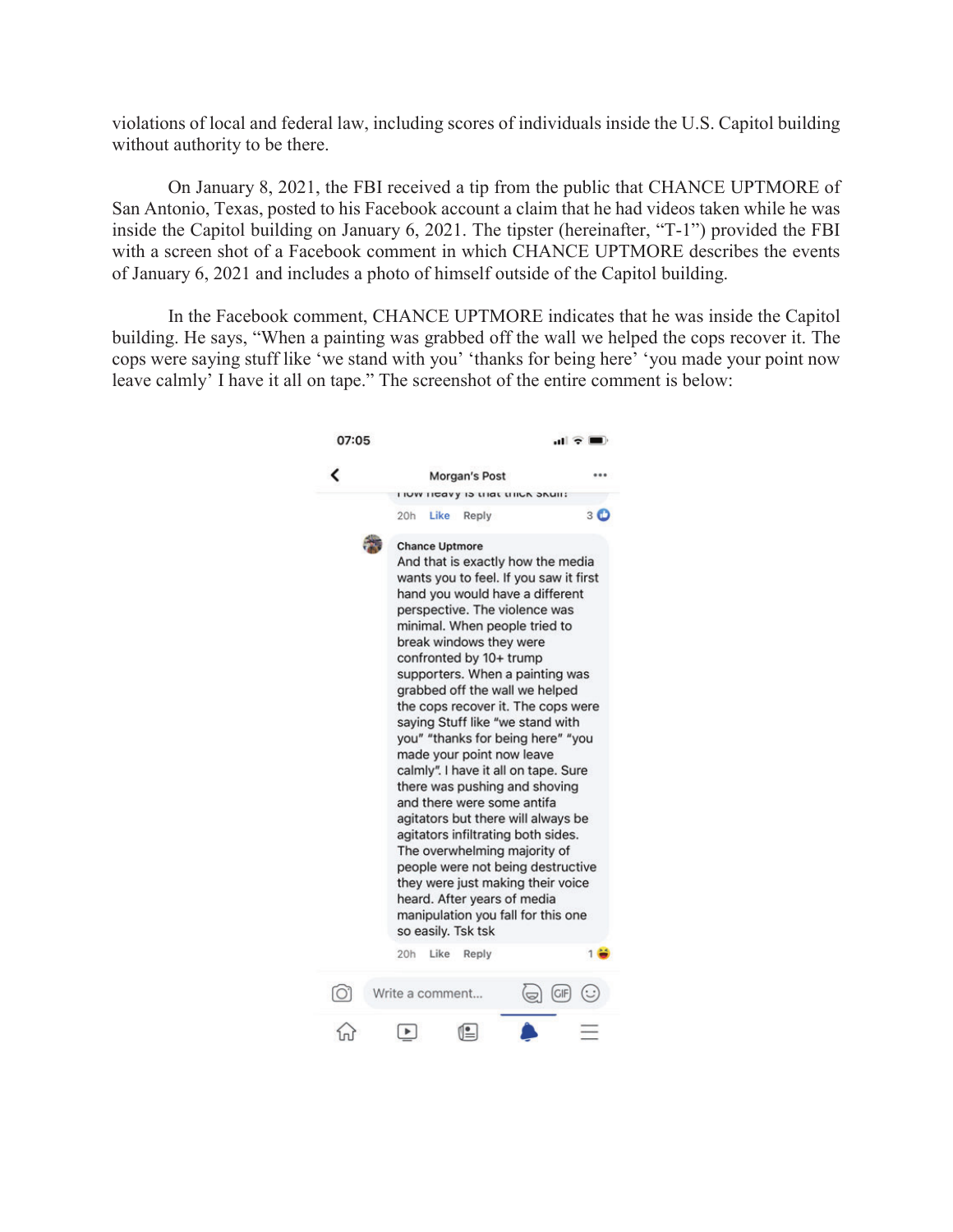violations of local and federal law, including scores of individuals inside the U.S. Capitol building without authority to be there.

On January 8, 2021, the FBI received a tip from the public that CHANCE UPTMORE of San Antonio, Texas, posted to his Facebook account a claim that he had videos taken while he was inside the Capitol building on January 6, 2021. The tipster (hereinafter, "T-1") provided the FBI with a screen shot of a Facebook comment in which CHANCE UPTMORE describes the events of January 6, 2021 and includes a photo of himself outside of the Capitol building.

In the Facebook comment, CHANCE UPTMORE indicates that he was inside the Capitol building. He says, "When a painting was grabbed off the wall we helped the cops recover it. The cops were saying stuff like 'we stand with you' 'thanks for being here' 'you made your point now leave calmly' I have it all on tape." The screenshot of the entire comment is below:

07:05

Morgan's Post

How heavy is that thick skull?

20h Like Reply 3

**Chance Uptmore**
And that is exactly how the media wants you to feel. If you saw it first hand you would have a different perspective. The violence was minimal. When people tried to break windows they were confronted by 10+ trump supporters. When a painting was grabbed off the wall we helped the cops recover it. The cops were saying Stuff like "we stand with you" "thanks for being here" "you made your point now leave calmly". I have it all on tape. Sure there was pushing and shoving and there were some antifa agitators but there will always be agitators infiltrating both sides. The overwhelming majority of people were not being destructive they were just making their voice heard. After years of media manipulation you fall for this one so easily. Tsk tsk

20h Like Reply 1

Write a comment...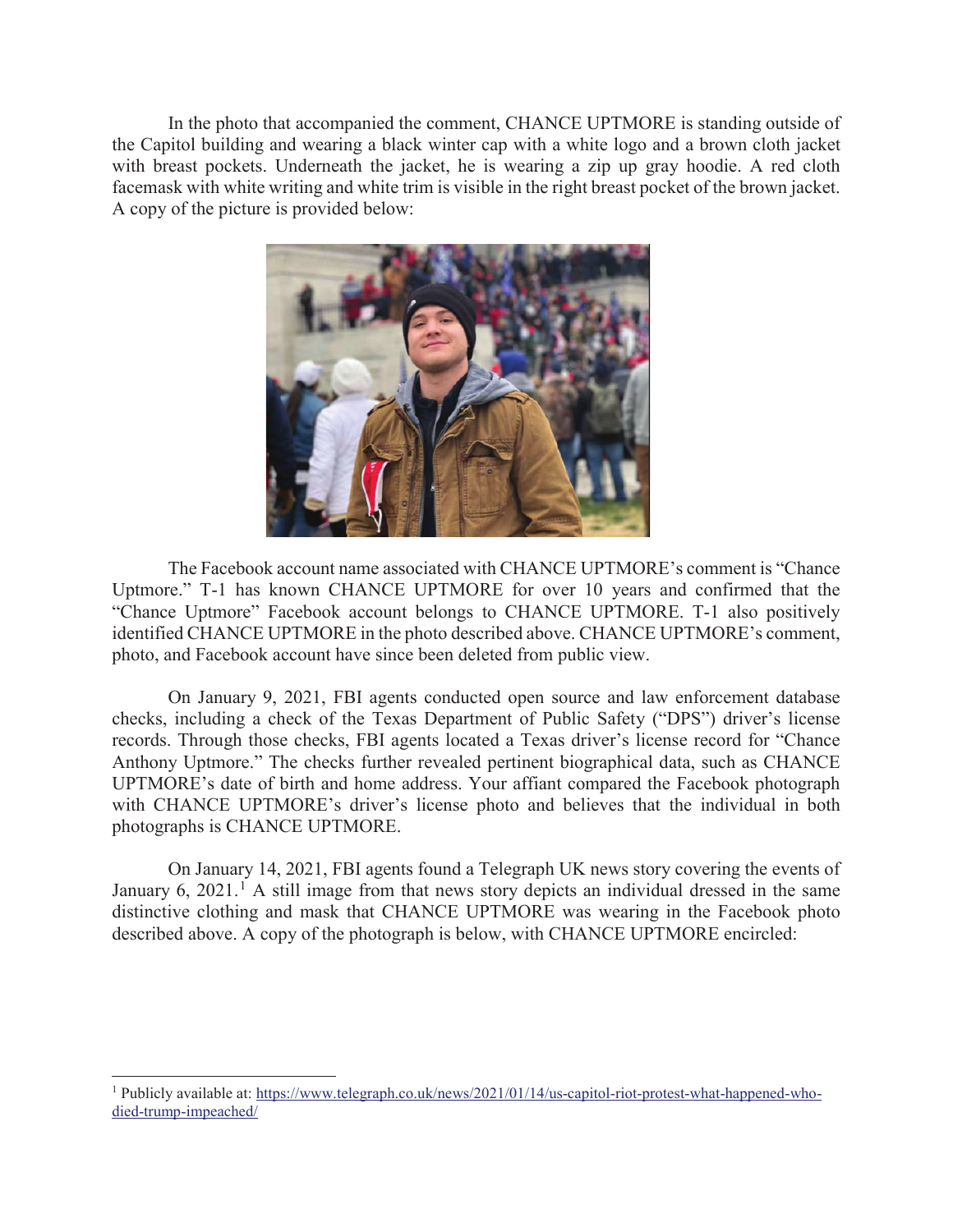In the photo that accompanied the comment, CHANCE UPTMORE is standing outside of the Capitol building and wearing a black winter cap with a white logo and a brown cloth jacket with breast pockets. Underneath the jacket, he is wearing a zip up gray hoodie. A red cloth facemask with white writing and white trim is visible in the right breast pocket of the brown jacket. A copy of the picture is provided below:

The Facebook account name associated with CHANCE UPTMORE's comment is "Chance Uptmore." T-1 has known CHANCE UPTMORE for over 10 years and confirmed that the "Chance Uptmore" Facebook account belongs to CHANCE UPTMORE. T-1 also positively identified CHANCE UPTMORE in the photo described above. CHANCE UPTMORE's comment, photo, and Facebook account have since been deleted from public view.

On January 9, 2021, FBI agents conducted open source and law enforcement database checks, including a check of the Texas Department of Public Safety ("DPS") driver's license records. Through those checks, FBI agents located a Texas driver's license record for "Chance Anthony Uptmore." The checks further revealed pertinent biographical data, such as CHANCE UPTMORE's date of birth and home address. Your affiant compared the Facebook photograph with CHANCE UPTMORE's driver's license photo and believes that the individual in both photographs is CHANCE UPTMORE.

On January 14, 2021, FBI agents found a Telegraph UK news story covering the events of January 6, 2021.[1] A still image from that news story depicts an individual dressed in the same distinctive clothing and mask that CHANCE UPTMORE was wearing in the Facebook photo described above. A copy of the photograph is below, with CHANCE UPTMORE encircled:

---

[1] Publicly available at: https://www.telegraph.co.uk/news/2021/01/14/us-capitol-riot-protest-what-happened-who-died-trump-impeached/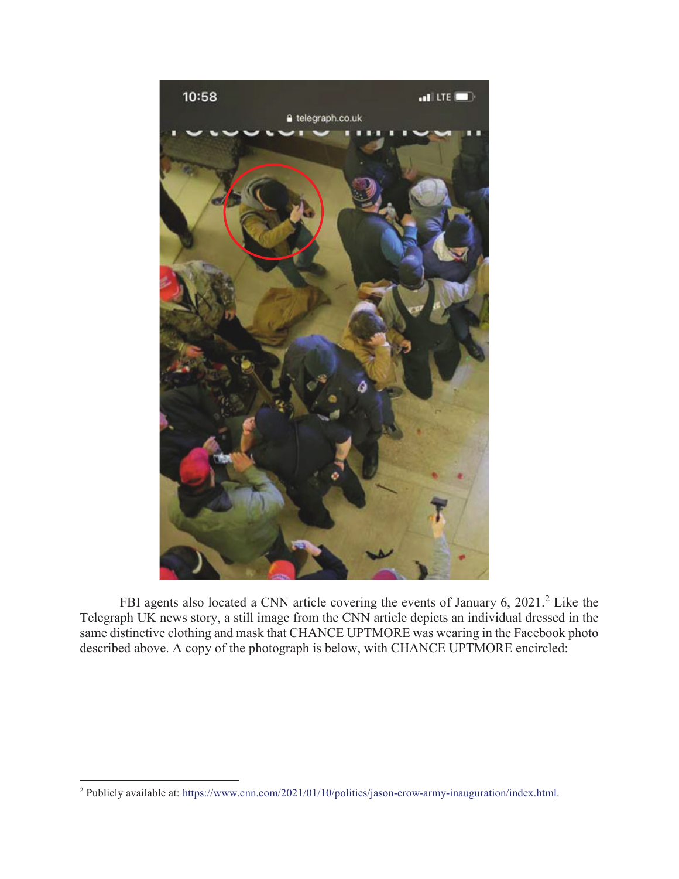FBI agents also located a CNN article covering the events of January 6, 2021.[2] Like the Telegraph UK news story, a still image from the CNN article depicts an individual dressed in the same distinctive clothing and mask that CHANCE UPTMORE was wearing in the Facebook photo described above. A copy of the photograph is below, with CHANCE UPTMORE encircled:

[2] Publicly available at: https://www.cnn.com/2021/01/10/politics/jason-crow-army-inauguration/index.html.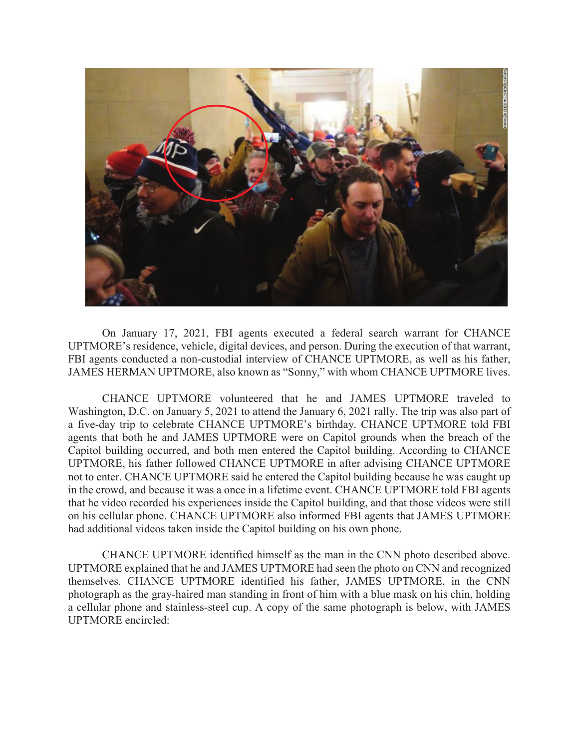On January 17, 2021, FBI agents executed a federal search warrant for CHANCE UPTMORE's residence, vehicle, digital devices, and person. During the execution of that warrant, FBI agents conducted a non-custodial interview of CHANCE UPTMORE, as well as his father, JAMES HERMAN UPTMORE, also known as "Sonny," with whom CHANCE UPTMORE lives.

CHANCE UPTMORE volunteered that he and JAMES UPTMORE traveled to Washington, D.C. on January 5, 2021 to attend the January 6, 2021 rally. The trip was also part of a five-day trip to celebrate CHANCE UPTMORE's birthday. CHANCE UPTMORE told FBI agents that both he and JAMES UPTMORE were on Capitol grounds when the breach of the Capitol building occurred, and both men entered the Capitol building. According to CHANCE UPTMORE, his father followed CHANCE UPTMORE in after advising CHANCE UPTMORE not to enter. CHANCE UPTMORE said he entered the Capitol building because he was caught up in the crowd, and because it was a once in a lifetime event. CHANCE UPTMORE told FBI agents that he video recorded his experiences inside the Capitol building, and that those videos were still on his cellular phone. CHANCE UPTMORE also informed FBI agents that JAMES UPTMORE had additional videos taken inside the Capitol building on his own phone.

CHANCE UPTMORE identified himself as the man in the CNN photo described above. UPTMORE explained that he and JAMES UPTMORE had seen the photo on CNN and recognized themselves. CHANCE UPTMORE identified his father, JAMES UPTMORE, in the CNN photograph as the gray-haired man standing in front of him with a blue mask on his chin, holding a cellular phone and stainless-steel cup. A copy of the same photograph is below, with JAMES UPTMORE encircled: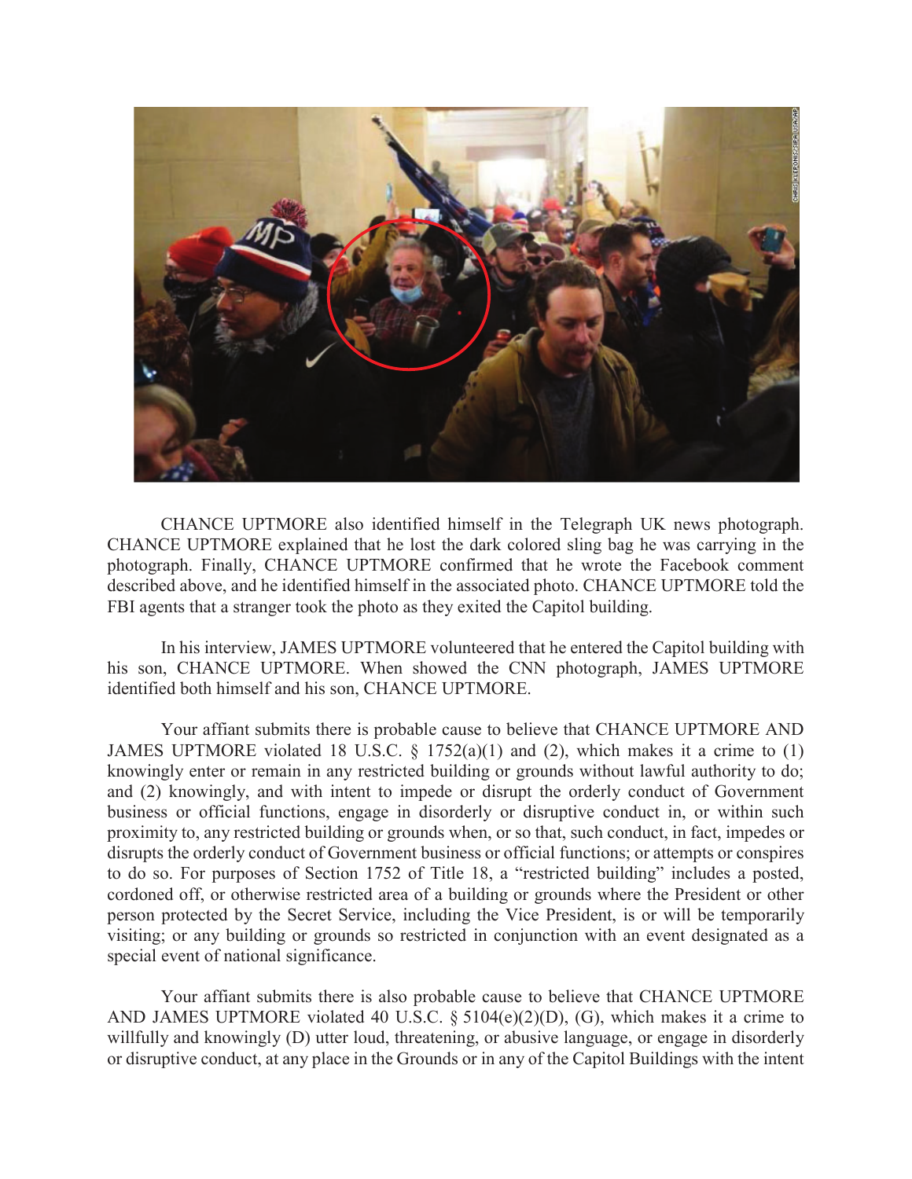CHANCE UPTMORE also identified himself in the Telegraph UK news photograph. CHANCE UPTMORE explained that he lost the dark colored sling bag he was carrying in the photograph. Finally, CHANCE UPTMORE confirmed that he wrote the Facebook comment described above, and he identified himself in the associated photo. CHANCE UPTMORE told the FBI agents that a stranger took the photo as they exited the Capitol building.

In his interview, JAMES UPTMORE volunteered that he entered the Capitol building with his son, CHANCE UPTMORE. When showed the CNN photograph, JAMES UPTMORE identified both himself and his son, CHANCE UPTMORE.

Your affiant submits there is probable cause to believe that CHANCE UPTMORE AND JAMES UPTMORE violated 18 U.S.C. § 1752(a)(1) and (2), which makes it a crime to (1) knowingly enter or remain in any restricted building or grounds without lawful authority to do; and (2) knowingly, and with intent to impede or disrupt the orderly conduct of Government business or official functions, engage in disorderly or disruptive conduct in, or within such proximity to, any restricted building or grounds when, or so that, such conduct, in fact, impedes or disrupts the orderly conduct of Government business or official functions; or attempts or conspires to do so. For purposes of Section 1752 of Title 18, a "restricted building" includes a posted, cordoned off, or otherwise restricted area of a building or grounds where the President or other person protected by the Secret Service, including the Vice President, is or will be temporarily visiting; or any building or grounds so restricted in conjunction with an event designated as a special event of national significance.

Your affiant submits there is also probable cause to believe that CHANCE UPTMORE AND JAMES UPTMORE violated 40 U.S.C. § 5104(e)(2)(D), (G), which makes it a crime to willfully and knowingly (D) utter loud, threatening, or abusive language, or engage in disorderly or disruptive conduct, at any place in the Grounds or in any of the Capitol Buildings with the intent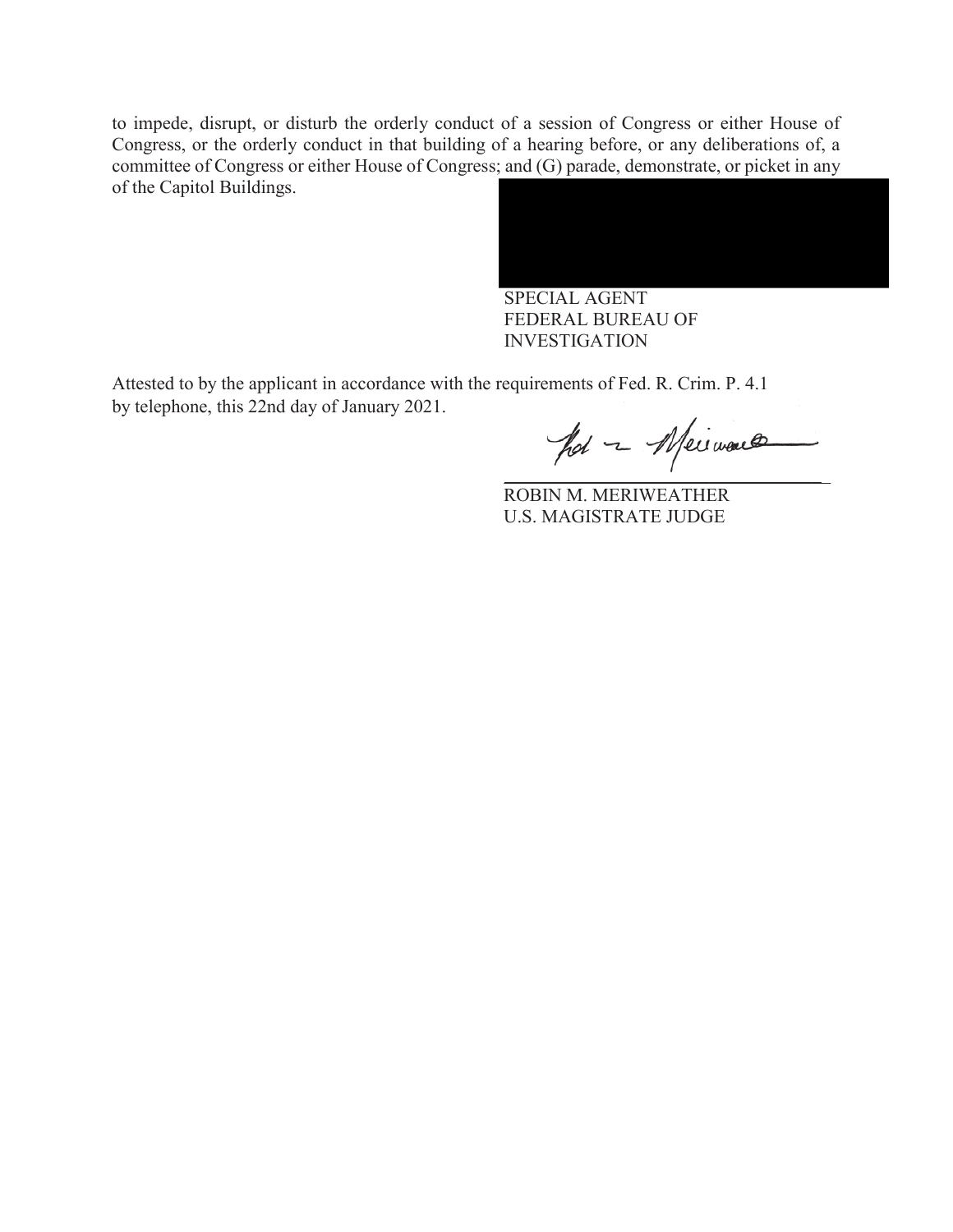to impede, disrupt, or disturb the orderly conduct of a session of Congress or either House of Congress, or the orderly conduct in that building of a hearing before, or any deliberations of, a committee of Congress or either House of Congress; and (G) parade, demonstrate, or picket in any of the Capitol Buildings.

SPECIAL AGENT
FEDERAL BUREAU OF INVESTIGATION

Attested to by the applicant in accordance with the requirements of Fed. R. Crim. P. 4.1 by telephone, this 22nd day of January 2021.

ROBIN M. MERIWEATHER
U.S. MAGISTRATE JUDGE